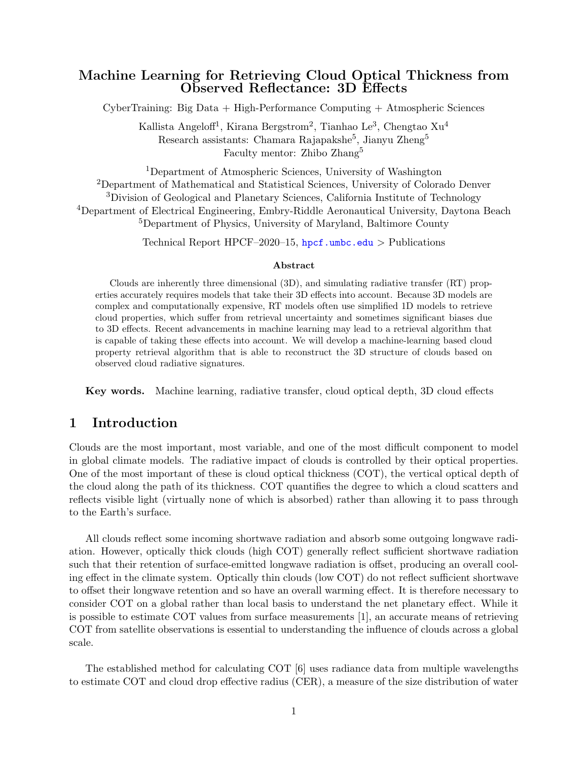# Machine Learning for Retrieving Cloud Optical Thickness from Observed Reflectance: 3D Effects

CyberTraining: Big Data + High-Performance Computing + Atmospheric Sciences

Kallista Angeloff[1], Kirana Bergstrom[2], Tianhao Le[3], Chengtao Xu[4]
Research assistants: Chamara Rajapakshe[5], Jianyu Zheng[5]
Faculty mentor: Zhibo Zhang[5]

[1]Department of Atmospheric Sciences, University of Washington
[2]Department of Mathematical and Statistical Sciences, University of Colorado Denver
[3]Division of Geological and Planetary Sciences, California Institute of Technology
[4]Department of Electrical Engineering, Embry-Riddle Aeronautical University, Daytona Beach
[5]Department of Physics, University of Maryland, Baltimore County

Technical Report HPCF–2020–15, hpcf.umbc.edu > Publications

### Abstract

Clouds are inherently three dimensional (3D), and simulating radiative transfer (RT) properties accurately requires models that take their 3D effects into account. Because 3D models are complex and computationally expensive, RT models often use simplified 1D models to retrieve cloud properties, which suffer from retrieval uncertainty and sometimes significant biases due to 3D effects. Recent advancements in machine learning may lead to a retrieval algorithm that is capable of taking these effects into account. We will develop a machine-learning based cloud property retrieval algorithm that is able to reconstruct the 3D structure of clouds based on observed cloud radiative signatures.

**Key words.** Machine learning, radiative transfer, cloud optical depth, 3D cloud effects

## 1 Introduction

Clouds are the most important, most variable, and one of the most difficult component to model in global climate models. The radiative impact of clouds is controlled by their optical properties. One of the most important of these is cloud optical thickness (COT), the vertical optical depth of the cloud along the path of its thickness. COT quantifies the degree to which a cloud scatters and reflects visible light (virtually none of which is absorbed) rather than allowing it to pass through to the Earth's surface.

All clouds reflect some incoming shortwave radiation and absorb some outgoing longwave radiation. However, optically thick clouds (high COT) generally reflect sufficient shortwave radiation such that their retention of surface-emitted longwave radiation is offset, producing an overall cooling effect in the climate system. Optically thin clouds (low COT) do not reflect sufficient shortwave to offset their longwave retention and so have an overall warming effect. It is therefore necessary to consider COT on a global rather than local basis to understand the net planetary effect. While it is possible to estimate COT values from surface measurements [1], an accurate means of retrieving COT from satellite observations is essential to understanding the influence of clouds across a global scale.

The established method for calculating COT [6] uses radiance data from multiple wavelengths to estimate COT and cloud drop effective radius (CER), a measure of the size distribution of water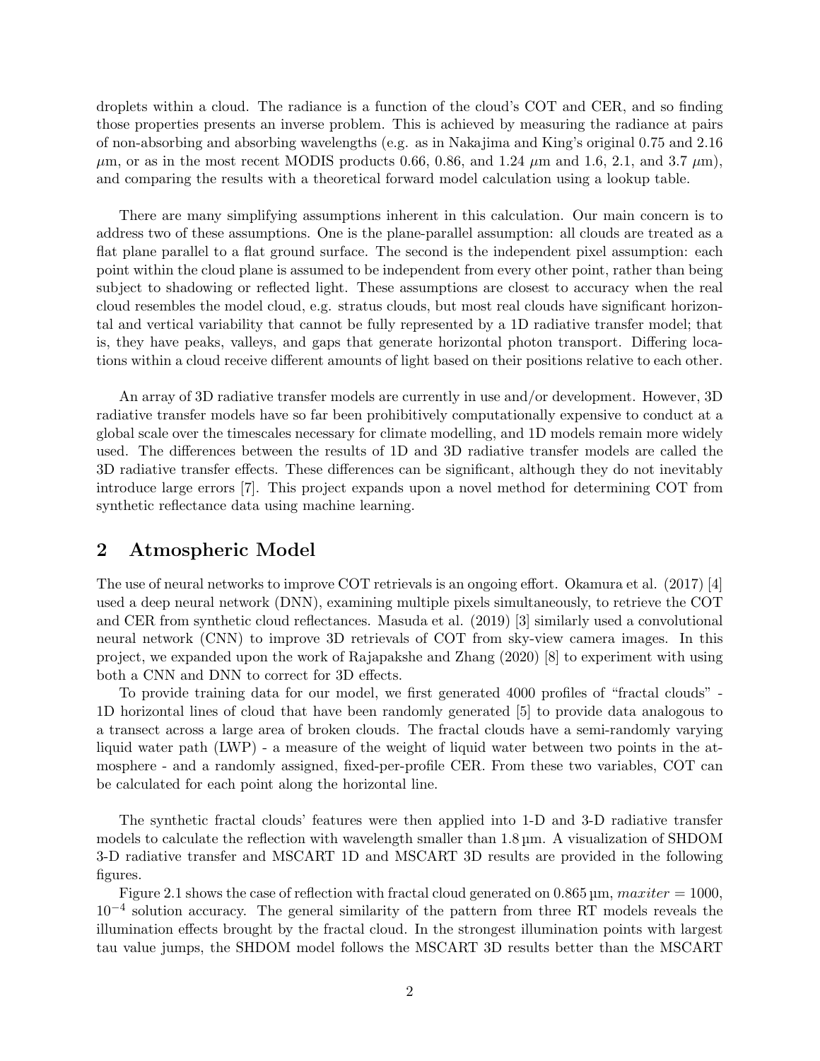droplets within a cloud. The radiance is a function of the cloud's COT and CER, and so finding those properties presents an inverse problem. This is achieved by measuring the radiance at pairs of non-absorbing and absorbing wavelengths (e.g. as in Nakajima and King's original 0.75 and 2.16 $\mu$m, or as in the most recent MODIS products 0.66, 0.86, and 1.24 $\mu$m and 1.6, 2.1, and 3.7 $\mu$m), and comparing the results with a theoretical forward model calculation using a lookup table.

There are many simplifying assumptions inherent in this calculation. Our main concern is to address two of these assumptions. One is the plane-parallel assumption: all clouds are treated as a flat plane parallel to a flat ground surface. The second is the independent pixel assumption: each point within the cloud plane is assumed to be independent from every other point, rather than being subject to shadowing or reflected light. These assumptions are closest to accuracy when the real cloud resembles the model cloud, e.g. stratus clouds, but most real clouds have significant horizontal and vertical variability that cannot be fully represented by a 1D radiative transfer model; that is, they have peaks, valleys, and gaps that generate horizontal photon transport. Differing locations within a cloud receive different amounts of light based on their positions relative to each other.

An array of 3D radiative transfer models are currently in use and/or development. However, 3D radiative transfer models have so far been prohibitively computationally expensive to conduct at a global scale over the timescales necessary for climate modelling, and 1D models remain more widely used. The differences between the results of 1D and 3D radiative transfer models are called the 3D radiative transfer effects. These differences can be significant, although they do not inevitably introduce large errors [7]. This project expands upon a novel method for determining COT from synthetic reflectance data using machine learning.

## 2 Atmospheric Model

The use of neural networks to improve COT retrievals is an ongoing effort. Okamura et al. (2017) [4] used a deep neural network (DNN), examining multiple pixels simultaneously, to retrieve the COT and CER from synthetic cloud reflectances. Masuda et al. (2019) [3] similarly used a convolutional neural network (CNN) to improve 3D retrievals of COT from sky-view camera images. In this project, we expanded upon the work of Rajapakshe and Zhang (2020) [8] to experiment with using both a CNN and DNN to correct for 3D effects.

To provide training data for our model, we first generated 4000 profiles of "fractal clouds" - 1D horizontal lines of cloud that have been randomly generated [5] to provide data analogous to a transect across a large area of broken clouds. The fractal clouds have a semi-randomly varying liquid water path (LWP) - a measure of the weight of liquid water between two points in the atmosphere - and a randomly assigned, fixed-per-profile CER. From these two variables, COT can be calculated for each point along the horizontal line.

The synthetic fractal clouds' features were then applied into 1-D and 3-D radiative transfer models to calculate the reflection with wavelength smaller than 1.8 µm. A visualization of SHDOM 3-D radiative transfer and MSCART 1D and MSCART 3D results are provided in the following figures.

Figure 2.1 shows the case of reflection with fractal cloud generated on 0.865 µm, $maxiter = 1000$, $10^{-4}$ solution accuracy. The general similarity of the pattern from three RT models reveals the illumination effects brought by the fractal cloud. In the strongest illumination points with largest tau value jumps, the SHDOM model follows the MSCART 3D results better than the MSCART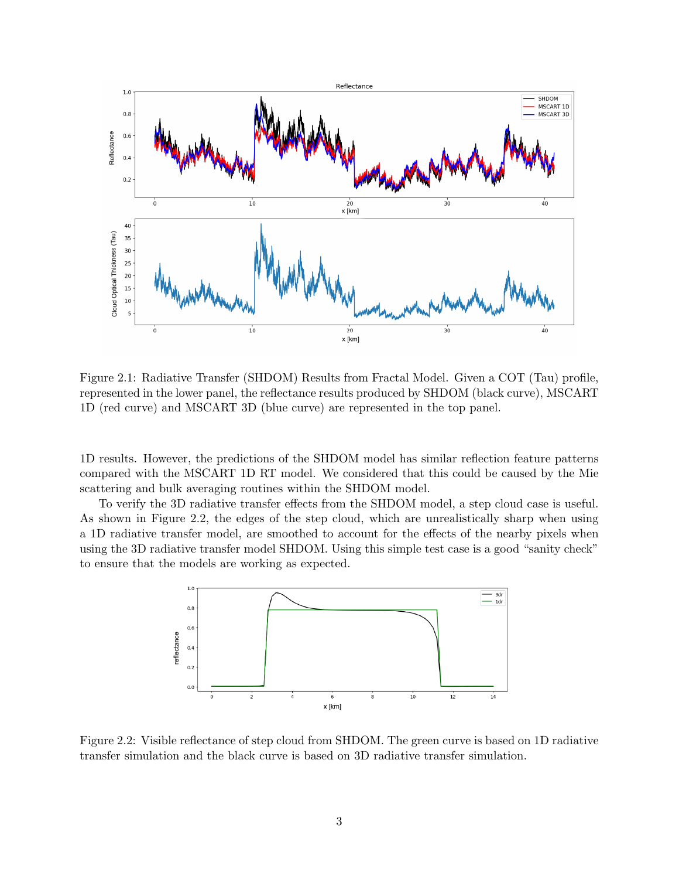Figure 2.1: Radiative Transfer (SHDOM) Results from Fractal Model. Given a COT (Tau) profile, represented in the lower panel, the reflectance results produced by SHDOM (black curve), MSCART 1D (red curve) and MSCART 3D (blue curve) are represented in the top panel.

1D results. However, the predictions of the SHDOM model has similar reflection feature patterns compared with the MSCART 1D RT model. We considered that this could be caused by the Mie scattering and bulk averaging routines within the SHDOM model.

To verify the 3D radiative transfer effects from the SHDOM model, a step cloud case is useful. As shown in Figure 2.2, the edges of the step cloud, which are unrealistically sharp when using a 1D radiative transfer model, are smoothed to account for the effects of the nearby pixels when using the 3D radiative transfer model SHDOM. Using this simple test case is a good "sanity check" to ensure that the models are working as expected.

Figure 2.2: Visible reflectance of step cloud from SHDOM. The green curve is based on 1D radiative transfer simulation and the black curve is based on 3D radiative transfer simulation.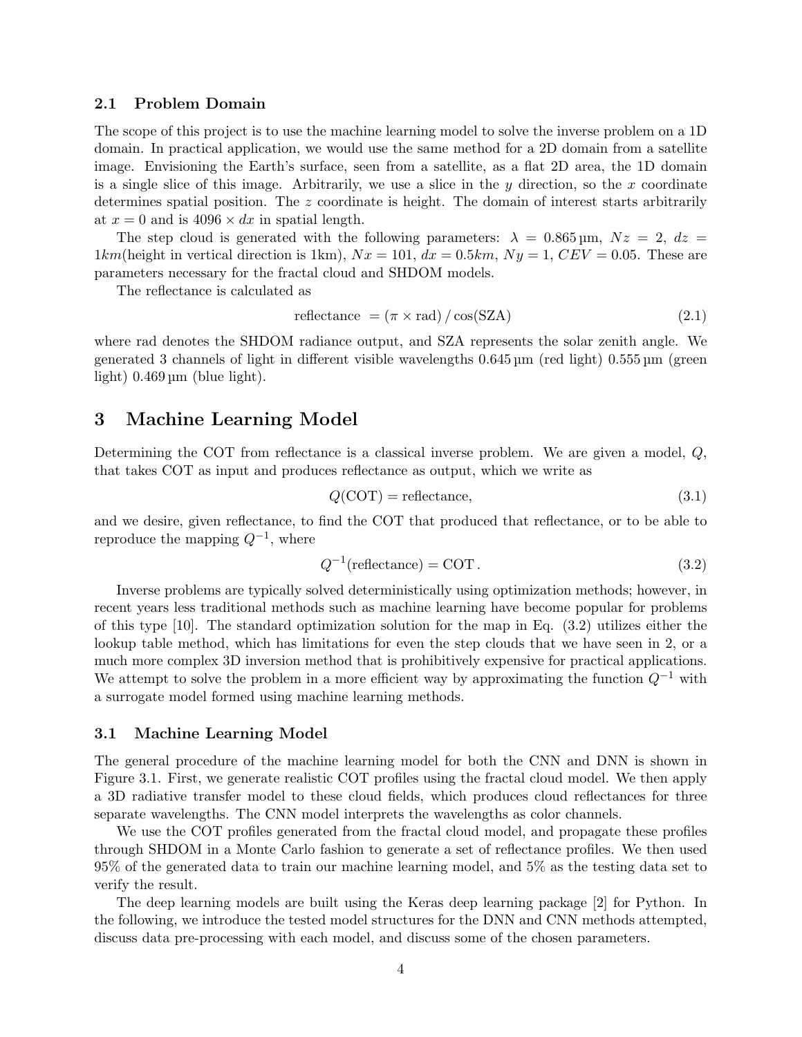### 2.1 Problem Domain

The scope of this project is to use the machine learning model to solve the inverse problem on a 1D domain. In practical application, we would use the same method for a 2D domain from a satellite image. Envisioning the Earth's surface, seen from a satellite, as a flat 2D area, the 1D domain is a single slice of this image. Arbitrarily, we use a slice in the $y$ direction, so the $x$ coordinate determines spatial position. The $z$ coordinate is height. The domain of interest starts arbitrarily at $x = 0$ and is $4096 \times dx$ in spatial length.

The step cloud is generated with the following parameters: $\lambda = 0.865\,\mu\text{m}$, $Nz = 2$, $dz = 1km$(height in vertical direction is 1km), $Nx = 101$, $dx = 0.5km$, $Ny = 1$, $CEV = 0.05$. These are parameters necessary for the fractal cloud and SHDOM models.

The reflectance is calculated as

$$\text{reflectance} = (\pi \times \text{rad}) / \cos(\text{SZA}) \tag{2.1}$$

where rad denotes the SHDOM radiance output, and SZA represents the solar zenith angle. We generated 3 channels of light in different visible wavelengths $0.645\,\mu\text{m}$ (red light) $0.555\,\mu\text{m}$ (green light) $0.469\,\mu\text{m}$ (blue light).

## 3 Machine Learning Model

Determining the COT from reflectance is a classical inverse problem. We are given a model, $Q$, that takes COT as input and produces reflectance as output, which we write as

$$Q(\text{COT}) = \text{reflectance}, \tag{3.1}$$

and we desire, given reflectance, to find the COT that produced that reflectance, or to be able to reproduce the mapping $Q^{-1}$, where

$$Q^{-1}(\text{reflectance}) = \text{COT}\,. \tag{3.2}$$

Inverse problems are typically solved deterministically using optimization methods; however, in recent years less traditional methods such as machine learning have become popular for problems of this type [10]. The standard optimization solution for the map in Eq. (3.2) utilizes either the lookup table method, which has limitations for even the step clouds that we have seen in 2, or a much more complex 3D inversion method that is prohibitively expensive for practical applications. We attempt to solve the problem in a more efficient way by approximating the function $Q^{-1}$ with a surrogate model formed using machine learning methods.

### 3.1 Machine Learning Model

The general procedure of the machine learning model for both the CNN and DNN is shown in Figure 3.1. First, we generate realistic COT profiles using the fractal cloud model. We then apply a 3D radiative transfer model to these cloud fields, which produces cloud reflectances for three separate wavelengths. The CNN model interprets the wavelengths as color channels.

We use the COT profiles generated from the fractal cloud model, and propagate these profiles through SHDOM in a Monte Carlo fashion to generate a set of reflectance profiles. We then used 95% of the generated data to train our machine learning model, and 5% as the testing data set to verify the result.

The deep learning models are built using the Keras deep learning package [2] for Python. In the following, we introduce the tested model structures for the DNN and CNN methods attempted, discuss data pre-processing with each model, and discuss some of the chosen parameters.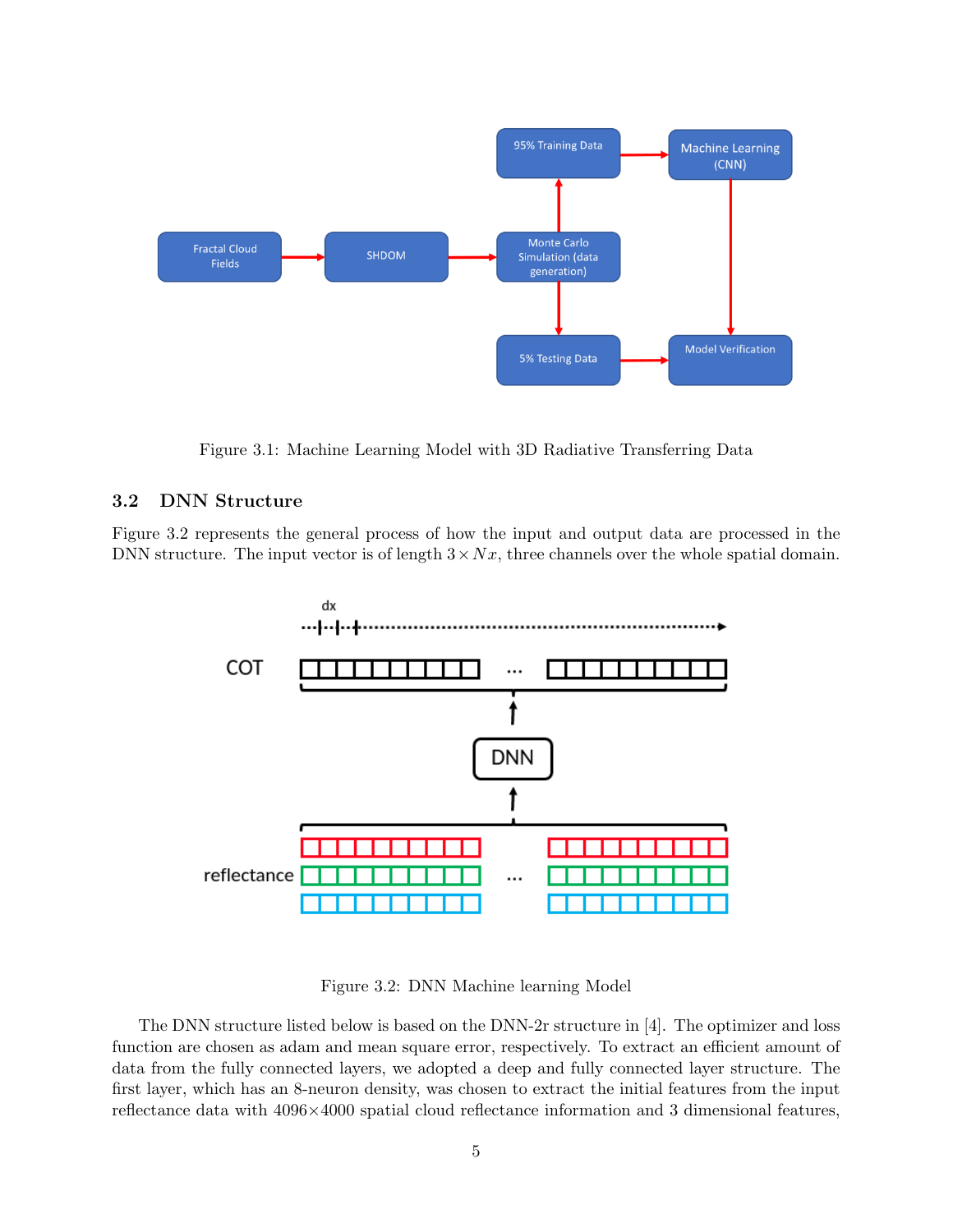Figure 3.1: Machine Learning Model with 3D Radiative Transferring Data

### 3.2 DNN Structure

Figure 3.2 represents the general process of how the input and output data are processed in the DNN structure. The input vector is of length $3 \times Nx$, three channels over the whole spatial domain.

Figure 3.2: DNN Machine learning Model

The DNN structure listed below is based on the DNN-2r structure in [4]. The optimizer and loss function are chosen as adam and mean square error, respectively. To extract an efficient amount of data from the fully connected layers, we adopted a deep and fully connected layer structure. The first layer, which has an 8-neuron density, was chosen to extract the initial features from the input reflectance data with $4096 \times 4000$ spatial cloud reflectance information and 3 dimensional features,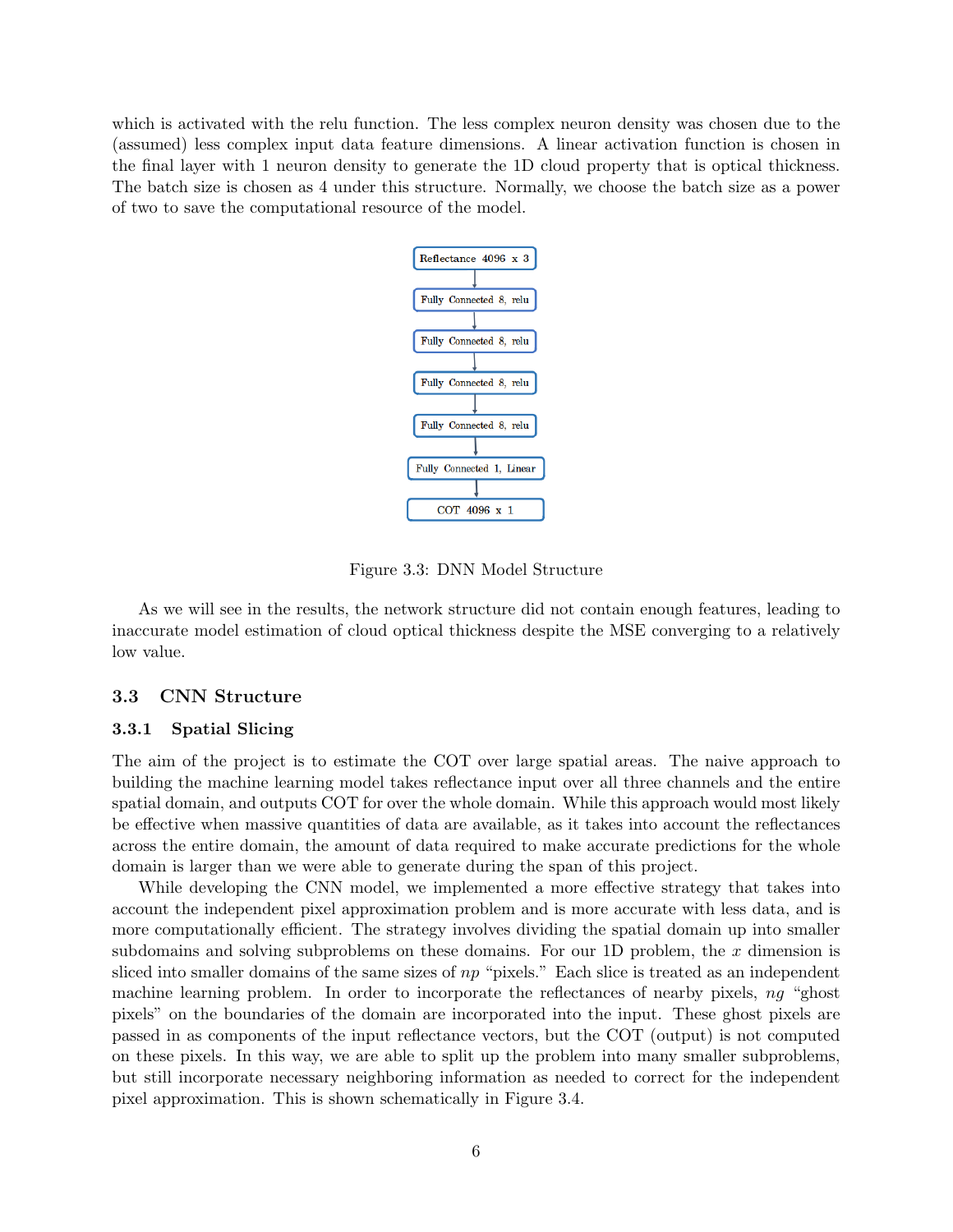which is activated with the relu function. The less complex neuron density was chosen due to the (assumed) less complex input data feature dimensions. A linear activation function is chosen in the final layer with 1 neuron density to generate the 1D cloud property that is optical thickness. The batch size is chosen as 4 under this structure. Normally, we choose the batch size as a power of two to save the computational resource of the model.

Reflectance 4096 x 3 → Fully Connected 8, relu → Fully Connected 8, relu → Fully Connected 8, relu → Fully Connected 8, relu → Fully Connected 1, Linear → COT 4096 x 1

Figure 3.3: DNN Model Structure

As we will see in the results, the network structure did not contain enough features, leading to inaccurate model estimation of cloud optical thickness despite the MSE converging to a relatively low value.

## 3.3 CNN Structure

### 3.3.1 Spatial Slicing

The aim of the project is to estimate the COT over large spatial areas. The naive approach to building the machine learning model takes reflectance input over all three channels and the entire spatial domain, and outputs COT for over the whole domain. While this approach would most likely be effective when massive quantities of data are available, as it takes into account the reflectances across the entire domain, the amount of data required to make accurate predictions for the whole domain is larger than we were able to generate during the span of this project.

While developing the CNN model, we implemented a more effective strategy that takes into account the independent pixel approximation problem and is more accurate with less data, and is more computationally efficient. The strategy involves dividing the spatial domain up into smaller subdomains and solving subproblems on these domains. For our 1D problem, the $x$ dimension is sliced into smaller domains of the same sizes of $np$ "pixels." Each slice is treated as an independent machine learning problem. In order to incorporate the reflectances of nearby pixels, $ng$ "ghost pixels" on the boundaries of the domain are incorporated into the input. These ghost pixels are passed in as components of the input reflectance vectors, but the COT (output) is not computed on these pixels. In this way, we are able to split up the problem into many smaller subproblems, but still incorporate necessary neighboring information as needed to correct for the independent pixel approximation. This is shown schematically in Figure 3.4.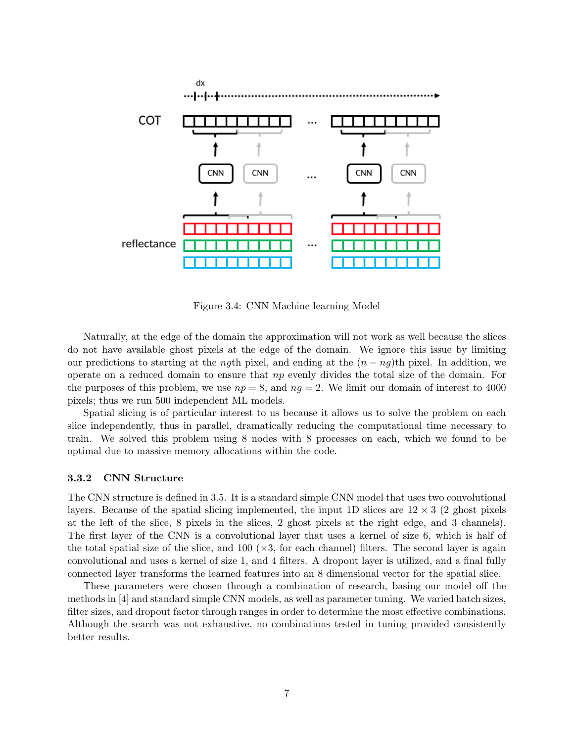Figure 3.4: CNN Machine learning Model

Naturally, at the edge of the domain the approximation will not work as well because the slices do not have available ghost pixels at the edge of the domain. We ignore this issue by limiting our predictions to starting at the $ng$th pixel, and ending at the $(n - ng)$th pixel. In addition, we operate on a reduced domain to ensure that $np$ evenly divides the total size of the domain. For the purposes of this problem, we use $np = 8$, and $ng = 2$. We limit our domain of interest to 4000 pixels; thus we run 500 independent ML models.

Spatial slicing is of particular interest to us because it allows us to solve the problem on each slice independently, thus in parallel, dramatically reducing the computational time necessary to train. We solved this problem using 8 nodes with 8 processes on each, which we found to be optimal due to massive memory allocations within the code.

### 3.3.2 CNN Structure

The CNN structure is defined in 3.5. It is a standard simple CNN model that uses two convolutional layers. Because of the spatial slicing implemented, the input 1D slices are $12 \times 3$ (2 ghost pixels at the left of the slice, 8 pixels in the slices, 2 ghost pixels at the right edge, and 3 channels). The first layer of the CNN is a convolutional layer that uses a kernel of size 6, which is half of the total spatial size of the slice, and 100 ($\times 3$, for each channel) filters. The second layer is again convolutional and uses a kernel of size 1, and 4 filters. A dropout layer is utilized, and a final fully connected layer transforms the learned features into an 8 dimensional vector for the spatial slice.

These parameters were chosen through a combination of research, basing our model off the methods in [4] and standard simple CNN models, as well as parameter tuning. We varied batch sizes, filter sizes, and dropout factor through ranges in order to determine the most effective combinations. Although the search was not exhaustive, no combinations tested in tuning provided consistently better results.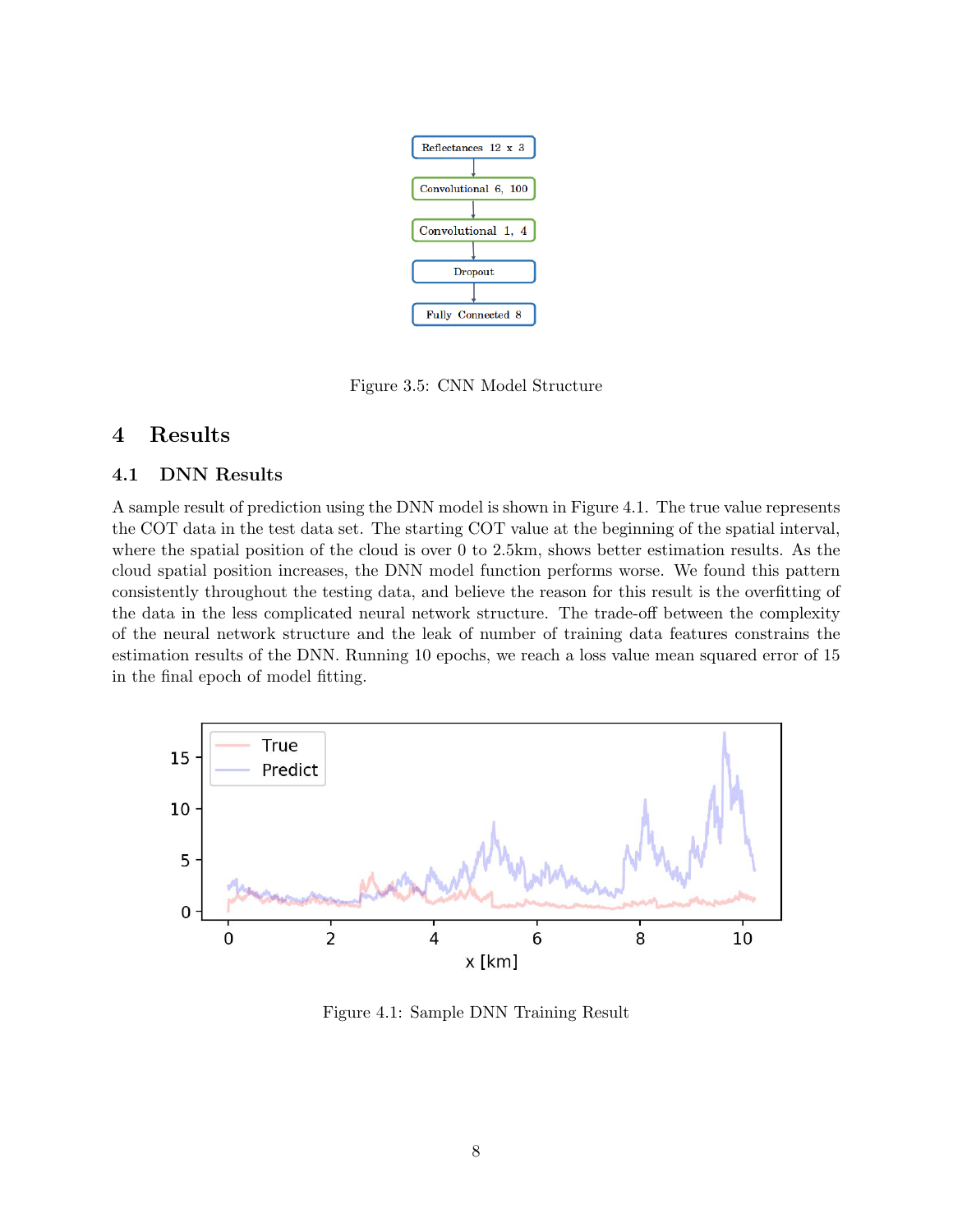Figure 3.5: CNN Model Structure

# 4 Results

## 4.1 DNN Results

A sample result of prediction using the DNN model is shown in Figure 4.1. The true value represents the COT data in the test data set. The starting COT value at the beginning of the spatial interval, where the spatial position of the cloud is over 0 to 2.5km, shows better estimation results. As the cloud spatial position increases, the DNN model function performs worse. We found this pattern consistently throughout the testing data, and believe the reason for this result is the overfitting of the data in the less complicated neural network structure. The trade-off between the complexity of the neural network structure and the leak of number of training data features constrains the estimation results of the DNN. Running 10 epochs, we reach a loss value mean squared error of 15 in the final epoch of model fitting.

Figure 4.1: Sample DNN Training Result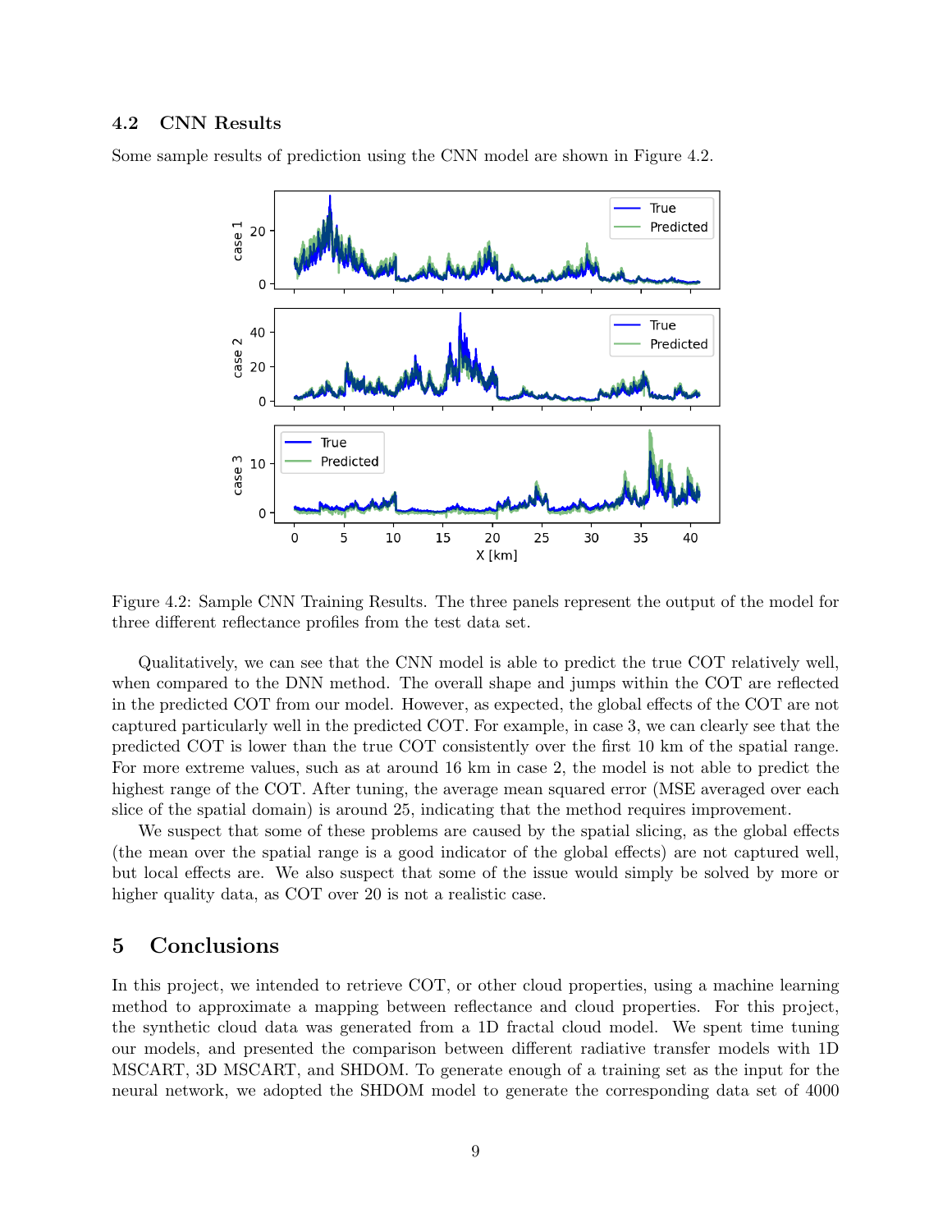### 4.2 CNN Results

Some sample results of prediction using the CNN model are shown in Figure 4.2.

Figure 4.2: Sample CNN Training Results. The three panels represent the output of the model for three different reflectance profiles from the test data set.

Qualitatively, we can see that the CNN model is able to predict the true COT relatively well, when compared to the DNN method. The overall shape and jumps within the COT are reflected in the predicted COT from our model. However, as expected, the global effects of the COT are not captured particularly well in the predicted COT. For example, in case 3, we can clearly see that the predicted COT is lower than the true COT consistently over the first 10 km of the spatial range. For more extreme values, such as at around 16 km in case 2, the model is not able to predict the highest range of the COT. After tuning, the average mean squared error (MSE averaged over each slice of the spatial domain) is around 25, indicating that the method requires improvement.

We suspect that some of these problems are caused by the spatial slicing, as the global effects (the mean over the spatial range is a good indicator of the global effects) are not captured well, but local effects are. We also suspect that some of the issue would simply be solved by more or higher quality data, as COT over 20 is not a realistic case.

## 5 Conclusions

In this project, we intended to retrieve COT, or other cloud properties, using a machine learning method to approximate a mapping between reflectance and cloud properties. For this project, the synthetic cloud data was generated from a 1D fractal cloud model. We spent time tuning our models, and presented the comparison between different radiative transfer models with 1D MSCART, 3D MSCART, and SHDOM. To generate enough of a training set as the input for the neural network, we adopted the SHDOM model to generate the corresponding data set of 4000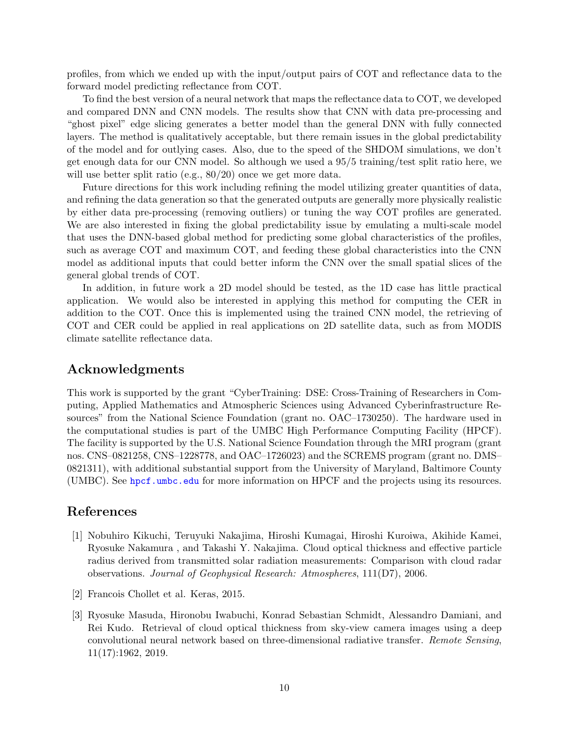profiles, from which we ended up with the input/output pairs of COT and reflectance data to the forward model predicting reflectance from COT.

To find the best version of a neural network that maps the reflectance data to COT, we developed and compared DNN and CNN models. The results show that CNN with data pre-processing and "ghost pixel" edge slicing generates a better model than the general DNN with fully connected layers. The method is qualitatively acceptable, but there remain issues in the global predictability of the model and for outlying cases. Also, due to the speed of the SHDOM simulations, we don't get enough data for our CNN model. So although we used a 95/5 training/test split ratio here, we will use better split ratio (e.g., 80/20) once we get more data.

Future directions for this work including refining the model utilizing greater quantities of data, and refining the data generation so that the generated outputs are generally more physically realistic by either data pre-processing (removing outliers) or tuning the way COT profiles are generated. We are also interested in fixing the global predictability issue by emulating a multi-scale model that uses the DNN-based global method for predicting some global characteristics of the profiles, such as average COT and maximum COT, and feeding these global characteristics into the CNN model as additional inputs that could better inform the CNN over the small spatial slices of the general global trends of COT.

In addition, in future work a 2D model should be tested, as the 1D case has little practical application. We would also be interested in applying this method for computing the CER in addition to the COT. Once this is implemented using the trained CNN model, the retrieving of COT and CER could be applied in real applications on 2D satellite data, such as from MODIS climate satellite reflectance data.

## Acknowledgments

This work is supported by the grant "CyberTraining: DSE: Cross-Training of Researchers in Computing, Applied Mathematics and Atmospheric Sciences using Advanced Cyberinfrastructure Resources" from the National Science Foundation (grant no. OAC–1730250). The hardware used in the computational studies is part of the UMBC High Performance Computing Facility (HPCF). The facility is supported by the U.S. National Science Foundation through the MRI program (grant nos. CNS–0821258, CNS–1228778, and OAC–1726023) and the SCREMS program (grant no. DMS–0821311), with additional substantial support from the University of Maryland, Baltimore County (UMBC). See hpcf.umbc.edu for more information on HPCF and the projects using its resources.

## References

[1] Nobuhiro Kikuchi, Teruyuki Nakajima, Hiroshi Kumagai, Hiroshi Kuroiwa, Akihide Kamei, Ryosuke Nakamura , and Takashi Y. Nakajima. Cloud optical thickness and effective particle radius derived from transmitted solar radiation measurements: Comparison with cloud radar observations. *Journal of Geophysical Research: Atmospheres*, 111(D7), 2006.

[2] Francois Chollet et al. Keras, 2015.

[3] Ryosuke Masuda, Hironobu Iwabuchi, Konrad Sebastian Schmidt, Alessandro Damiani, and Rei Kudo. Retrieval of cloud optical thickness from sky-view camera images using a deep convolutional neural network based on three-dimensional radiative transfer. *Remote Sensing*, 11(17):1962, 2019.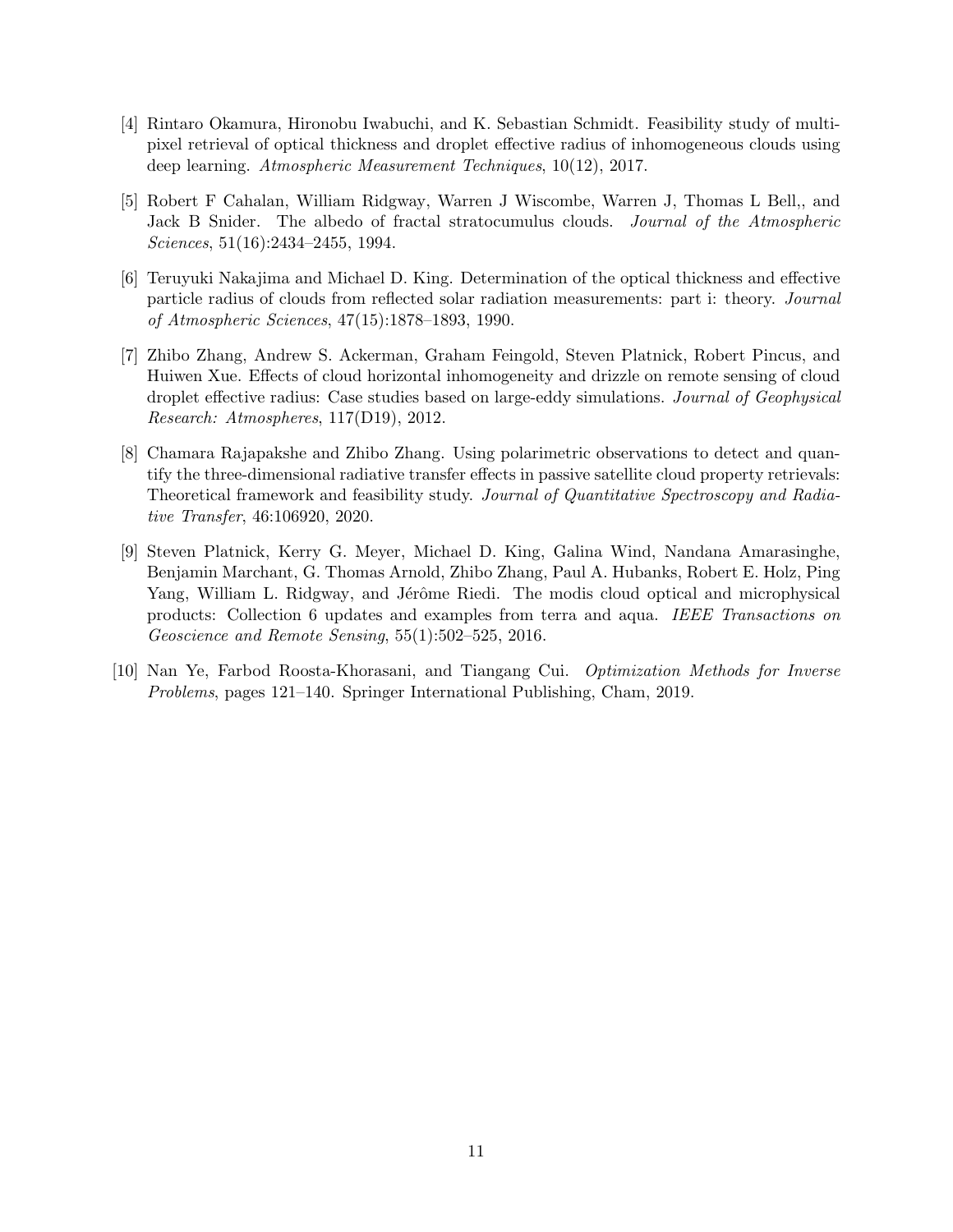[4] Rintaro Okamura, Hironobu Iwabuchi, and K. Sebastian Schmidt. Feasibility study of multi-pixel retrieval of optical thickness and droplet effective radius of inhomogeneous clouds using deep learning. *Atmospheric Measurement Techniques*, 10(12), 2017.

[5] Robert F Cahalan, William Ridgway, Warren J Wiscombe, Warren J, Thomas L Bell,, and Jack B Snider. The albedo of fractal stratocumulus clouds. *Journal of the Atmospheric Sciences*, 51(16):2434–2455, 1994.

[6] Teruyuki Nakajima and Michael D. King. Determination of the optical thickness and effective particle radius of clouds from reflected solar radiation measurements: part i: theory. *Journal of Atmospheric Sciences*, 47(15):1878–1893, 1990.

[7] Zhibo Zhang, Andrew S. Ackerman, Graham Feingold, Steven Platnick, Robert Pincus, and Huiwen Xue. Effects of cloud horizontal inhomogeneity and drizzle on remote sensing of cloud droplet effective radius: Case studies based on large-eddy simulations. *Journal of Geophysical Research: Atmospheres*, 117(D19), 2012.

[8] Chamara Rajapakshe and Zhibo Zhang. Using polarimetric observations to detect and quantify the three-dimensional radiative transfer effects in passive satellite cloud property retrievals: Theoretical framework and feasibility study. *Journal of Quantitative Spectroscopy and Radiative Transfer*, 46:106920, 2020.

[9] Steven Platnick, Kerry G. Meyer, Michael D. King, Galina Wind, Nandana Amarasinghe, Benjamin Marchant, G. Thomas Arnold, Zhibo Zhang, Paul A. Hubanks, Robert E. Holz, Ping Yang, William L. Ridgway, and Jérôme Riedi. The modis cloud optical and microphysical products: Collection 6 updates and examples from terra and aqua. *IEEE Transactions on Geoscience and Remote Sensing*, 55(1):502–525, 2016.

[10] Nan Ye, Farbod Roosta-Khorasani, and Tiangang Cui. *Optimization Methods for Inverse Problems*, pages 121–140. Springer International Publishing, Cham, 2019.